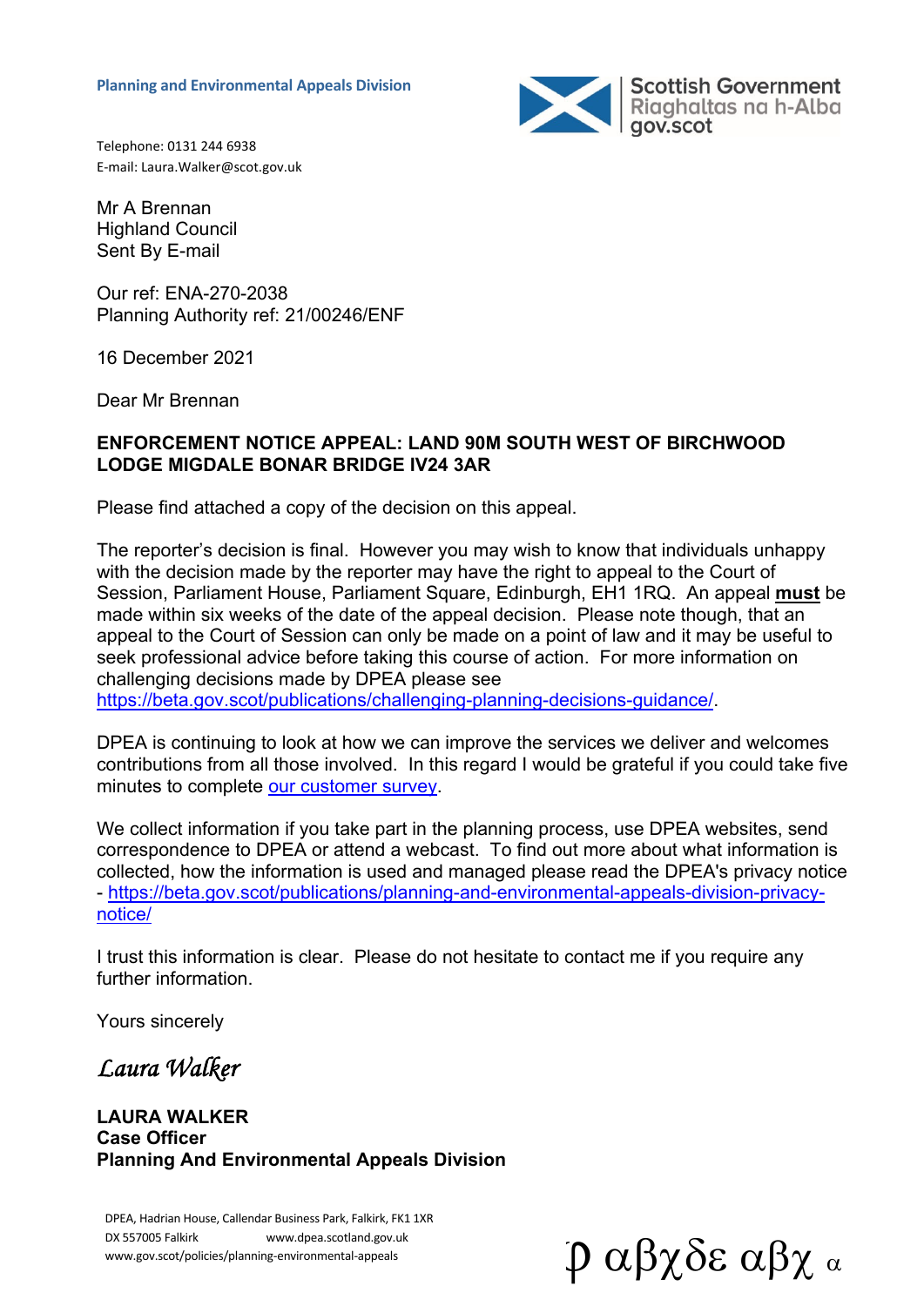**Planning and Environmental Appeals Division**

Scottish Government
Riaghaltas na h-Alba
gov.scot

Telephone: 0131 244 6938
E-mail: Laura.Walker@scot.gov.uk

Mr A Brennan
Highland Council
Sent By E-mail

Our ref: ENA-270-2038
Planning Authority ref: 21/00246/ENF

16 December 2021

Dear Mr Brennan

**ENFORCEMENT NOTICE APPEAL: LAND 90M SOUTH WEST OF BIRCHWOOD LODGE MIGDALE BONAR BRIDGE IV24 3AR**

Please find attached a copy of the decision on this appeal.

The reporter's decision is final. However you may wish to know that individuals unhappy with the decision made by the reporter may have the right to appeal to the Court of Session, Parliament House, Parliament Square, Edinburgh, EH1 1RQ. An appeal **must** be made within six weeks of the date of the appeal decision. Please note though, that an appeal to the Court of Session can only be made on a point of law and it may be useful to seek professional advice before taking this course of action. For more information on challenging decisions made by DPEA please see https://beta.gov.scot/publications/challenging-planning-decisions-guidance/.

DPEA is continuing to look at how we can improve the services we deliver and welcomes contributions from all those involved. In this regard I would be grateful if you could take five minutes to complete our customer survey.

We collect information if you take part in the planning process, use DPEA websites, send correspondence to DPEA or attend a webcast. To find out more about what information is collected, how the information is used and managed please read the DPEA's privacy notice - https://beta.gov.scot/publications/planning-and-environmental-appeals-division-privacy-notice/

I trust this information is clear. Please do not hesitate to contact me if you require any further information.

Yours sincerely

*Laura Walker*

**LAURA WALKER**
**Case Officer**
**Planning And Environmental Appeals Division**

DPEA, Hadrian House, Callendar Business Park, Falkirk, FK1 1XR
DX 557005 Falkirk www.dpea.scotland.gov.uk
www.gov.scot/policies/planning-environmental-appeals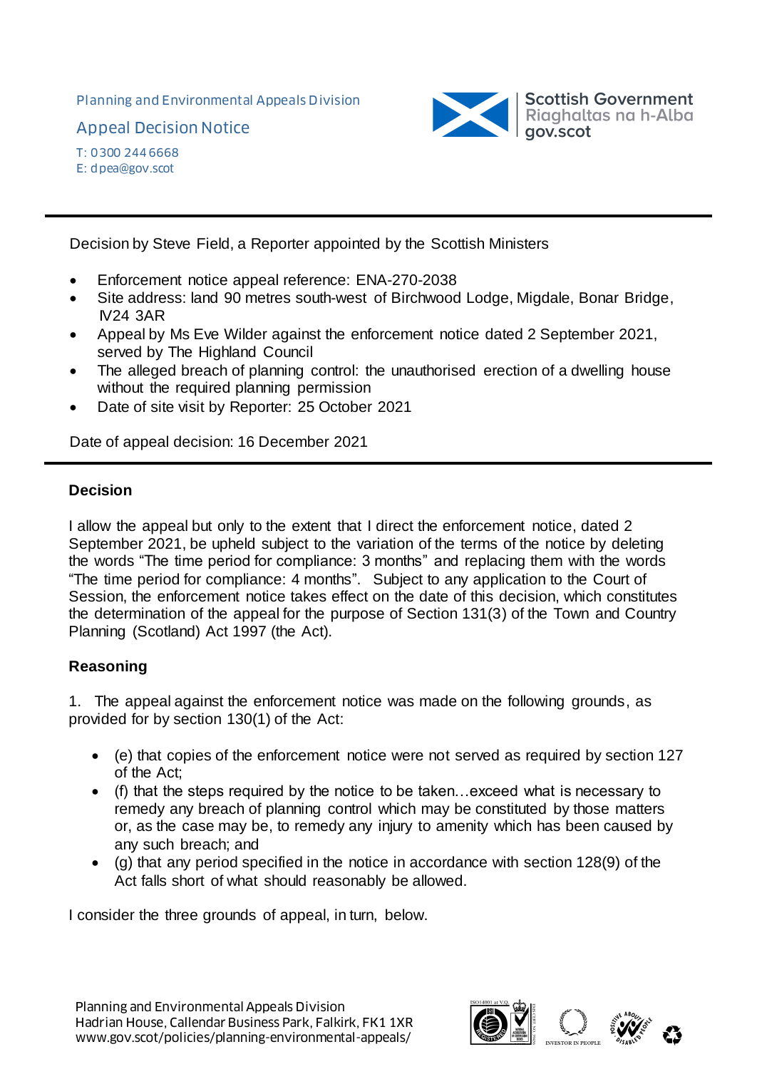Planning and Environmental Appeals Division

Appeal Decision Notice

T: 0300 244 6668
E: dpea@gov.scot

Decision by Steve Field, a Reporter appointed by the Scottish Ministers

- Enforcement notice appeal reference: ENA-270-2038
- Site address: land 90 metres south-west of Birchwood Lodge, Migdale, Bonar Bridge, IV24 3AR
- Appeal by Ms Eve Wilder against the enforcement notice dated 2 September 2021, served by The Highland Council
- The alleged breach of planning control: the unauthorised erection of a dwelling house without the required planning permission
- Date of site visit by Reporter: 25 October 2021

Date of appeal decision: 16 December 2021

## Decision

I allow the appeal but only to the extent that I direct the enforcement notice, dated 2 September 2021, be upheld subject to the variation of the terms of the notice by deleting the words "The time period for compliance: 3 months" and replacing them with the words "The time period for compliance: 4 months". Subject to any application to the Court of Session, the enforcement notice takes effect on the date of this decision, which constitutes the determination of the appeal for the purpose of Section 131(3) of the Town and Country Planning (Scotland) Act 1997 (the Act).

## Reasoning

1. The appeal against the enforcement notice was made on the following grounds, as provided for by section 130(1) of the Act:

   - (e) that copies of the enforcement notice were not served as required by section 127 of the Act;
   - (f) that the steps required by the notice to be taken…exceed what is necessary to remedy any breach of planning control which may be constituted by those matters or, as the case may be, to remedy any injury to amenity which has been caused by any such breach; and
   - (g) that any period specified in the notice in accordance with section 128(9) of the Act falls short of what should reasonably be allowed.

I consider the three grounds of appeal, in turn, below.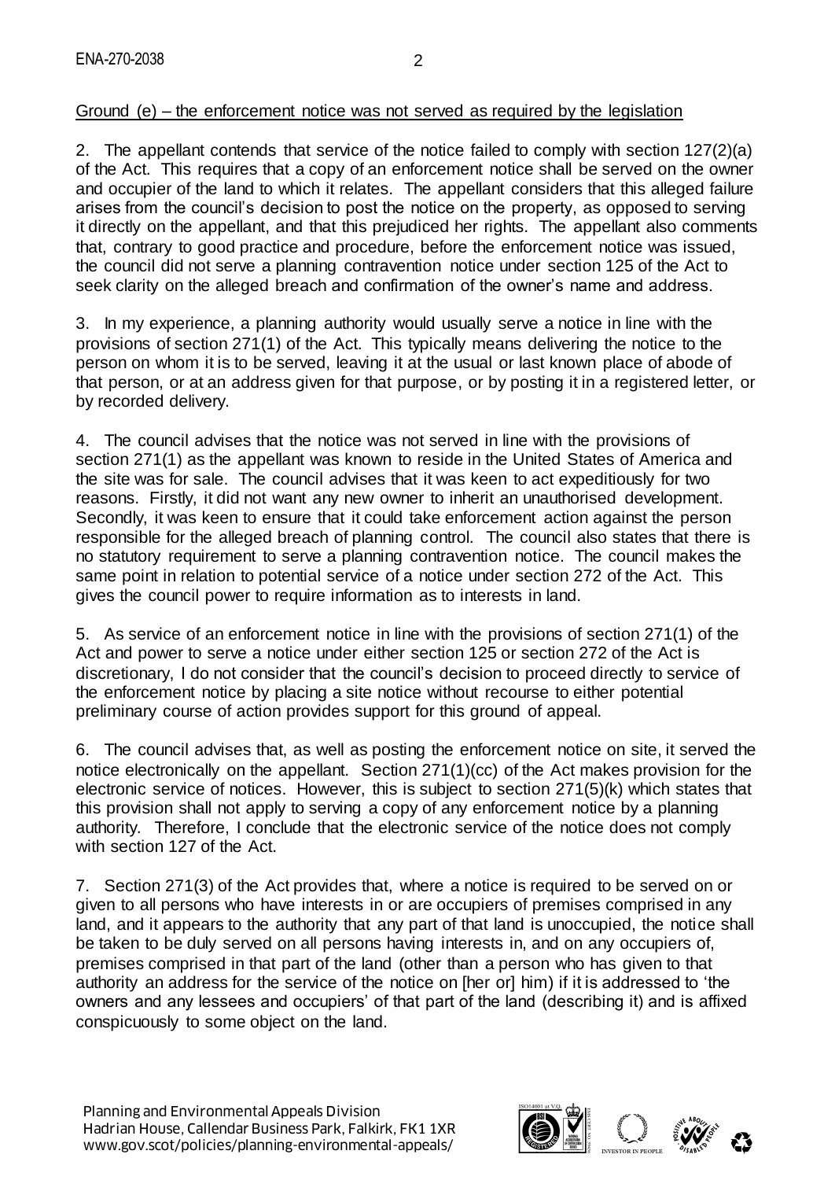Ground (e) – the enforcement notice was not served as required by the legislation

2. The appellant contends that service of the notice failed to comply with section 127(2)(a) of the Act. This requires that a copy of an enforcement notice shall be served on the owner and occupier of the land to which it relates. The appellant considers that this alleged failure arises from the council's decision to post the notice on the property, as opposed to serving it directly on the appellant, and that this prejudiced her rights. The appellant also comments that, contrary to good practice and procedure, before the enforcement notice was issued, the council did not serve a planning contravention notice under section 125 of the Act to seek clarity on the alleged breach and confirmation of the owner's name and address.

3. In my experience, a planning authority would usually serve a notice in line with the provisions of section 271(1) of the Act. This typically means delivering the notice to the person on whom it is to be served, leaving it at the usual or last known place of abode of that person, or at an address given for that purpose, or by posting it in a registered letter, or by recorded delivery.

4. The council advises that the notice was not served in line with the provisions of section 271(1) as the appellant was known to reside in the United States of America and the site was for sale. The council advises that it was keen to act expeditiously for two reasons. Firstly, it did not want any new owner to inherit an unauthorised development. Secondly, it was keen to ensure that it could take enforcement action against the person responsible for the alleged breach of planning control. The council also states that there is no statutory requirement to serve a planning contravention notice. The council makes the same point in relation to potential service of a notice under section 272 of the Act. This gives the council power to require information as to interests in land.

5. As service of an enforcement notice in line with the provisions of section 271(1) of the Act and power to serve a notice under either section 125 or section 272 of the Act is discretionary, I do not consider that the council's decision to proceed directly to service of the enforcement notice by placing a site notice without recourse to either potential preliminary course of action provides support for this ground of appeal.

6. The council advises that, as well as posting the enforcement notice on site, it served the notice electronically on the appellant. Section 271(1)(cc) of the Act makes provision for the electronic service of notices. However, this is subject to section 271(5)(k) which states that this provision shall not apply to serving a copy of any enforcement notice by a planning authority. Therefore, I conclude that the electronic service of the notice does not comply with section 127 of the Act.

7. Section 271(3) of the Act provides that, where a notice is required to be served on or given to all persons who have interests in or are occupiers of premises comprised in any land, and it appears to the authority that any part of that land is unoccupied, the notice shall be taken to be duly served on all persons having interests in, and on any occupiers of, premises comprised in that part of the land (other than a person who has given to that authority an address for the service of the notice on [her or] him) if it is addressed to 'the owners and any lessees and occupiers' of that part of the land (describing it) and is affixed conspicuously to some object on the land.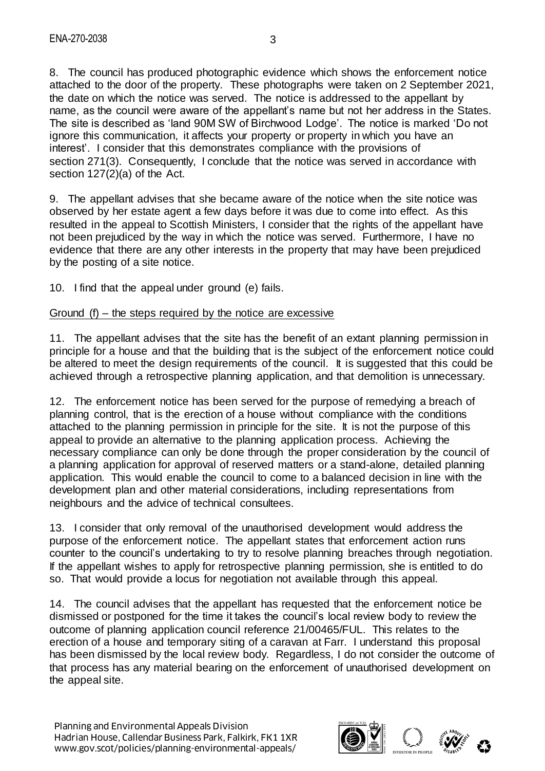8. The council has produced photographic evidence which shows the enforcement notice attached to the door of the property. These photographs were taken on 2 September 2021, the date on which the notice was served. The notice is addressed to the appellant by name, as the council were aware of the appellant's name but not her address in the States. The site is described as 'land 90M SW of Birchwood Lodge'. The notice is marked 'Do not ignore this communication, it affects your property or property in which you have an interest'. I consider that this demonstrates compliance with the provisions of section 271(3). Consequently, I conclude that the notice was served in accordance with section 127(2)(a) of the Act.

9. The appellant advises that she became aware of the notice when the site notice was observed by her estate agent a few days before it was due to come into effect. As this resulted in the appeal to Scottish Ministers, I consider that the rights of the appellant have not been prejudiced by the way in which the notice was served. Furthermore, I have no evidence that there are any other interests in the property that may have been prejudiced by the posting of a site notice.

10. I find that the appeal under ground (e) fails.

Ground (f) – the steps required by the notice are excessive

11. The appellant advises that the site has the benefit of an extant planning permission in principle for a house and that the building that is the subject of the enforcement notice could be altered to meet the design requirements of the council. It is suggested that this could be achieved through a retrospective planning application, and that demolition is unnecessary.

12. The enforcement notice has been served for the purpose of remedying a breach of planning control, that is the erection of a house without compliance with the conditions attached to the planning permission in principle for the site. It is not the purpose of this appeal to provide an alternative to the planning application process. Achieving the necessary compliance can only be done through the proper consideration by the council of a planning application for approval of reserved matters or a stand-alone, detailed planning application. This would enable the council to come to a balanced decision in line with the development plan and other material considerations, including representations from neighbours and the advice of technical consultees.

13. I consider that only removal of the unauthorised development would address the purpose of the enforcement notice. The appellant states that enforcement action runs counter to the council's undertaking to try to resolve planning breaches through negotiation. If the appellant wishes to apply for retrospective planning permission, she is entitled to do so. That would provide a locus for negotiation not available through this appeal.

14. The council advises that the appellant has requested that the enforcement notice be dismissed or postponed for the time it takes the council's local review body to review the outcome of planning application council reference 21/00465/FUL. This relates to the erection of a house and temporary siting of a caravan at Farr. I understand this proposal has been dismissed by the local review body. Regardless, I do not consider the outcome of that process has any material bearing on the enforcement of unauthorised development on the appeal site.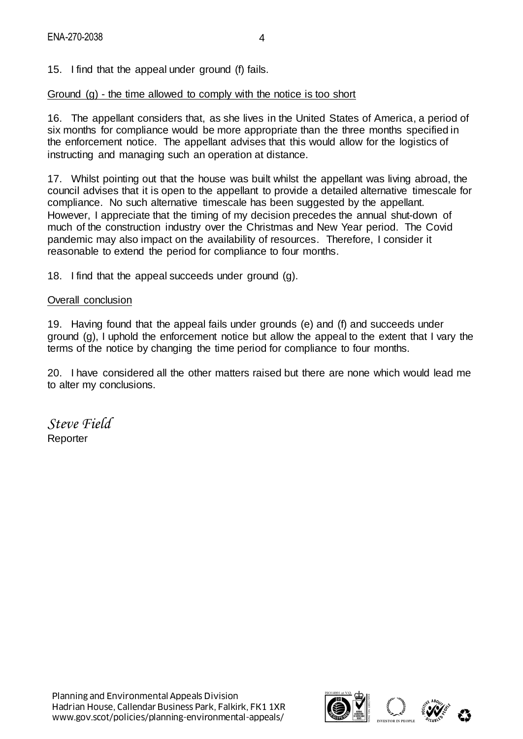15. I find that the appeal under ground (f) fails.

Ground (g) - the time allowed to comply with the notice is too short

16. The appellant considers that, as she lives in the United States of America, a period of six months for compliance would be more appropriate than the three months specified in the enforcement notice. The appellant advises that this would allow for the logistics of instructing and managing such an operation at distance.

17. Whilst pointing out that the house was built whilst the appellant was living abroad, the council advises that it is open to the appellant to provide a detailed alternative timescale for compliance. No such alternative timescale has been suggested by the appellant. However, I appreciate that the timing of my decision precedes the annual shut-down of much of the construction industry over the Christmas and New Year period. The Covid pandemic may also impact on the availability of resources. Therefore, I consider it reasonable to extend the period for compliance to four months.

18. I find that the appeal succeeds under ground (g).

Overall conclusion

19. Having found that the appeal fails under grounds (e) and (f) and succeeds under ground (g), I uphold the enforcement notice but allow the appeal to the extent that I vary the terms of the notice by changing the time period for compliance to four months.

20. I have considered all the other matters raised but there are none which would lead me to alter my conclusions.

*Steve Field*
Reporter